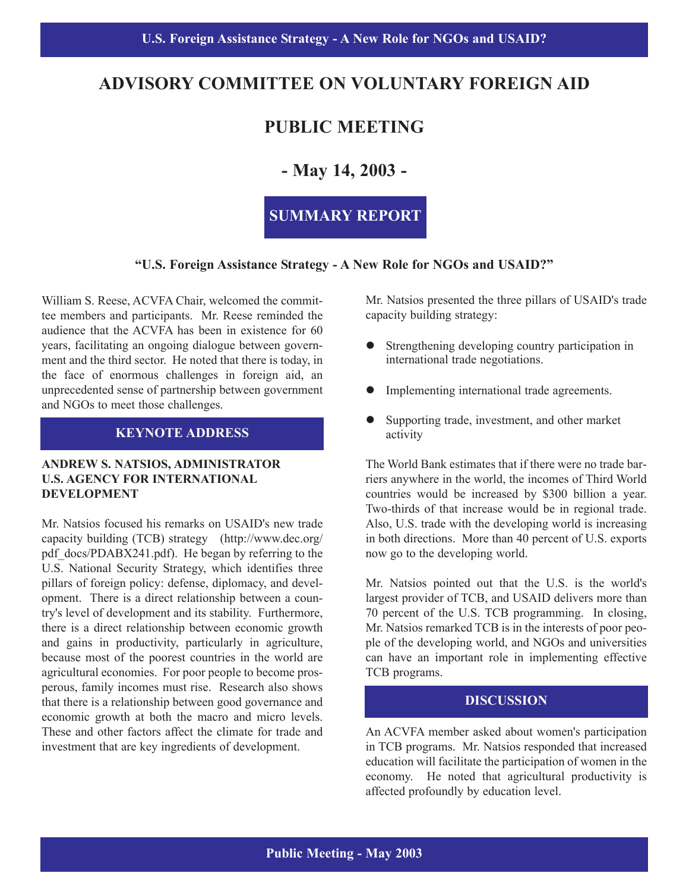# ADVISORY COMMITTEE ON VOLUNTARY FOREIGN AID

## PUBLIC MEETING

## - May 14, 2003 -

## SUMMARY REPORT

### "U.S. Foreign Assistance Strategy - A New Role for NGOs and USAID?"

William S. Reese, ACVFA Chair, welcomed the committee members and participants. Mr. Reese reminded the audience that the ACVFA has been in existence for 60 years, facilitating an ongoing dialogue between government and the third sector. He noted that there is today, in the face of enormous challenges in foreign aid, an unprecedented sense of partnership between government and NGOs to meet those challenges.

## KEYNOTE ADDRESS

**ANDREW S. NATSIOS, ADMINISTRATOR U.S. AGENCY FOR INTERNATIONAL DEVELOPMENT**

Mr. Natsios focused his remarks on USAID's new trade capacity building (TCB) strategy (http://www.dec.org/pdf_docs/PDABX241.pdf). He began by referring to the U.S. National Security Strategy, which identifies three pillars of foreign policy: defense, diplomacy, and development. There is a direct relationship between a country's level of development and its stability. Furthermore, there is a direct relationship between economic growth and gains in productivity, particularly in agriculture, because most of the poorest countries in the world are agricultural economies. For poor people to become prosperous, family incomes must rise. Research also shows that there is a relationship between good governance and economic growth at both the macro and micro levels. These and other factors affect the climate for trade and investment that are key ingredients of development.

Mr. Natsios presented the three pillars of USAID's trade capacity building strategy:

- Strengthening developing country participation in international trade negotiations.
- Implementing international trade agreements.
- Supporting trade, investment, and other market activity

The World Bank estimates that if there were no trade barriers anywhere in the world, the incomes of Third World countries would be increased by $300 billion a year. Two-thirds of that increase would be in regional trade. Also, U.S. trade with the developing world is increasing in both directions. More than 40 percent of U.S. exports now go to the developing world.

Mr. Natsios pointed out that the U.S. is the world's largest provider of TCB, and USAID delivers more than 70 percent of the U.S. TCB programming. In closing, Mr. Natsios remarked TCB is in the interests of poor people of the developing world, and NGOs and universities can have an important role in implementing effective TCB programs.

## DISCUSSION

An ACVFA member asked about women's participation in TCB programs. Mr. Natsios responded that increased education will facilitate the participation of women in the economy. He noted that agricultural productivity is affected profoundly by education level.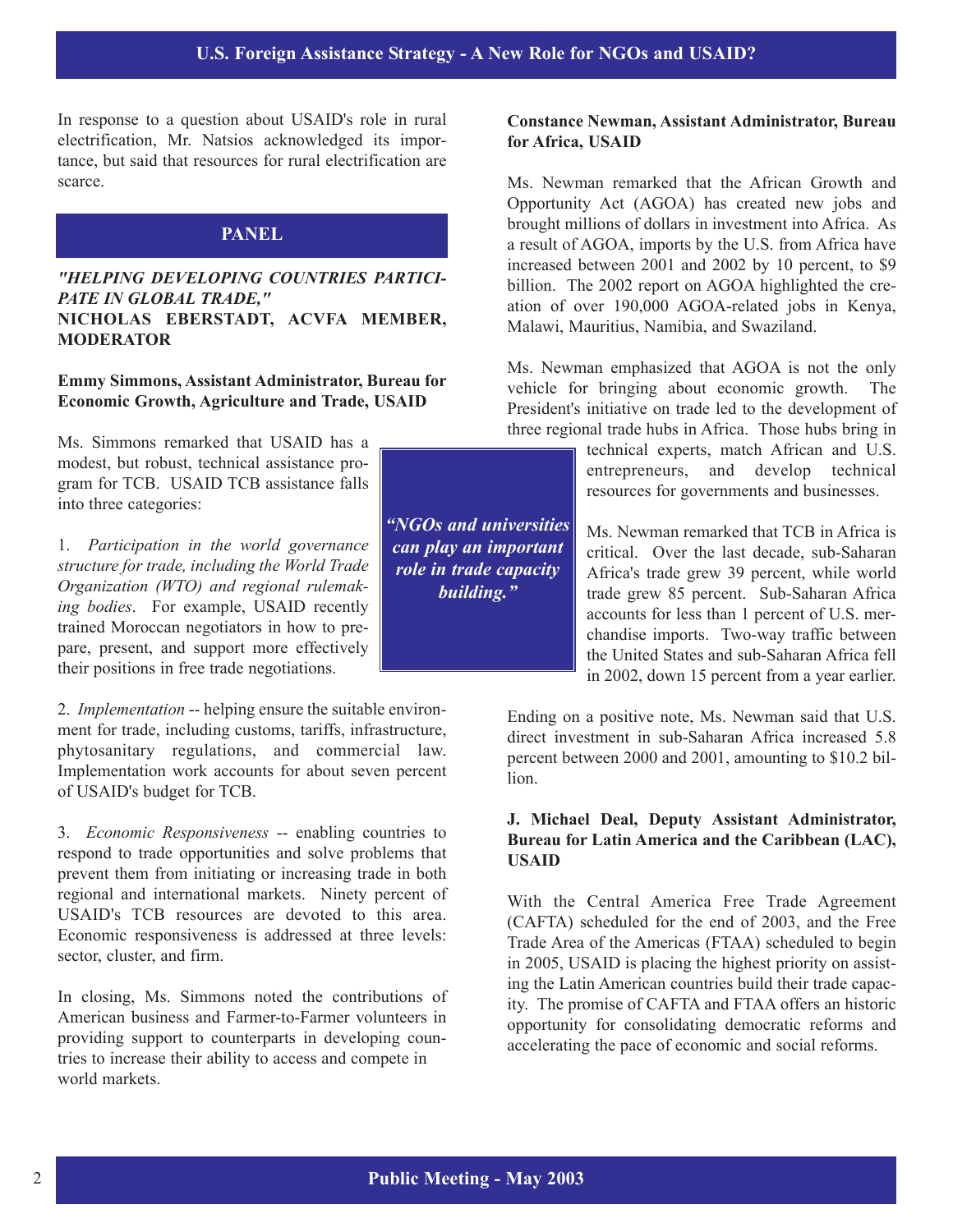In response to a question about USAID's role in rural electrification, Mr. Natsios acknowledged its importance, but said that resources for rural electrification are scarce.

## PANEL

***"HELPING DEVELOPING COUNTRIES PARTICIPATE IN GLOBAL TRADE,"***
**NICHOLAS EBERSTADT, ACVFA MEMBER, MODERATOR**

**Emmy Simmons, Assistant Administrator, Bureau for Economic Growth, Agriculture and Trade, USAID**

Ms. Simmons remarked that USAID has a modest, but robust, technical assistance program for TCB. USAID TCB assistance falls into three categories:

1. *Participation in the world governance structure for trade, including the World Trade Organization (WTO) and regional rulemaking bodies*. For example, USAID recently trained Moroccan negotiators in how to prepare, present, and support more effectively their positions in free trade negotiations.

2. *Implementation* -- helping ensure the suitable environment for trade, including customs, tariffs, infrastructure, phytosanitary regulations, and commercial law. Implementation work accounts for about seven percent of USAID's budget for TCB.

3. *Economic Responsiveness* -- enabling countries to respond to trade opportunities and solve problems that prevent them from initiating or increasing trade in both regional and international markets. Ninety percent of USAID's TCB resources are devoted to this area. Economic responsiveness is addressed at three levels: sector, cluster, and firm.

In closing, Ms. Simmons noted the contributions of American business and Farmer-to-Farmer volunteers in providing support to counterparts in developing countries to increase their ability to access and compete in world markets.

***"NGOs and universities can play an important role in trade capacity building."***

**Constance Newman, Assistant Administrator, Bureau for Africa, USAID**

Ms. Newman remarked that the African Growth and Opportunity Act (AGOA) has created new jobs and brought millions of dollars in investment into Africa. As a result of AGOA, imports by the U.S. from Africa have increased between 2001 and 2002 by 10 percent, to $9 billion. The 2002 report on AGOA highlighted the creation of over 190,000 AGOA-related jobs in Kenya, Malawi, Mauritius, Namibia, and Swaziland.

Ms. Newman emphasized that AGOA is not the only vehicle for bringing about economic growth. The President's initiative on trade led to the development of three regional trade hubs in Africa. Those hubs bring in technical experts, match African and U.S. entrepreneurs, and develop technical resources for governments and businesses.

Ms. Newman remarked that TCB in Africa is critical. Over the last decade, sub-Saharan Africa's trade grew 39 percent, while world trade grew 85 percent. Sub-Saharan Africa accounts for less than 1 percent of U.S. merchandise imports. Two-way traffic between the United States and sub-Saharan Africa fell in 2002, down 15 percent from a year earlier.

Ending on a positive note, Ms. Newman said that U.S. direct investment in sub-Saharan Africa increased 5.8 percent between 2000 and 2001, amounting to $10.2 billion.

**J. Michael Deal, Deputy Assistant Administrator, Bureau for Latin America and the Caribbean (LAC), USAID**

With the Central America Free Trade Agreement (CAFTA) scheduled for the end of 2003, and the Free Trade Area of the Americas (FTAA) scheduled to begin in 2005, USAID is placing the highest priority on assisting the Latin American countries build their trade capacity. The promise of CAFTA and FTAA offers an historic opportunity for consolidating democratic reforms and accelerating the pace of economic and social reforms.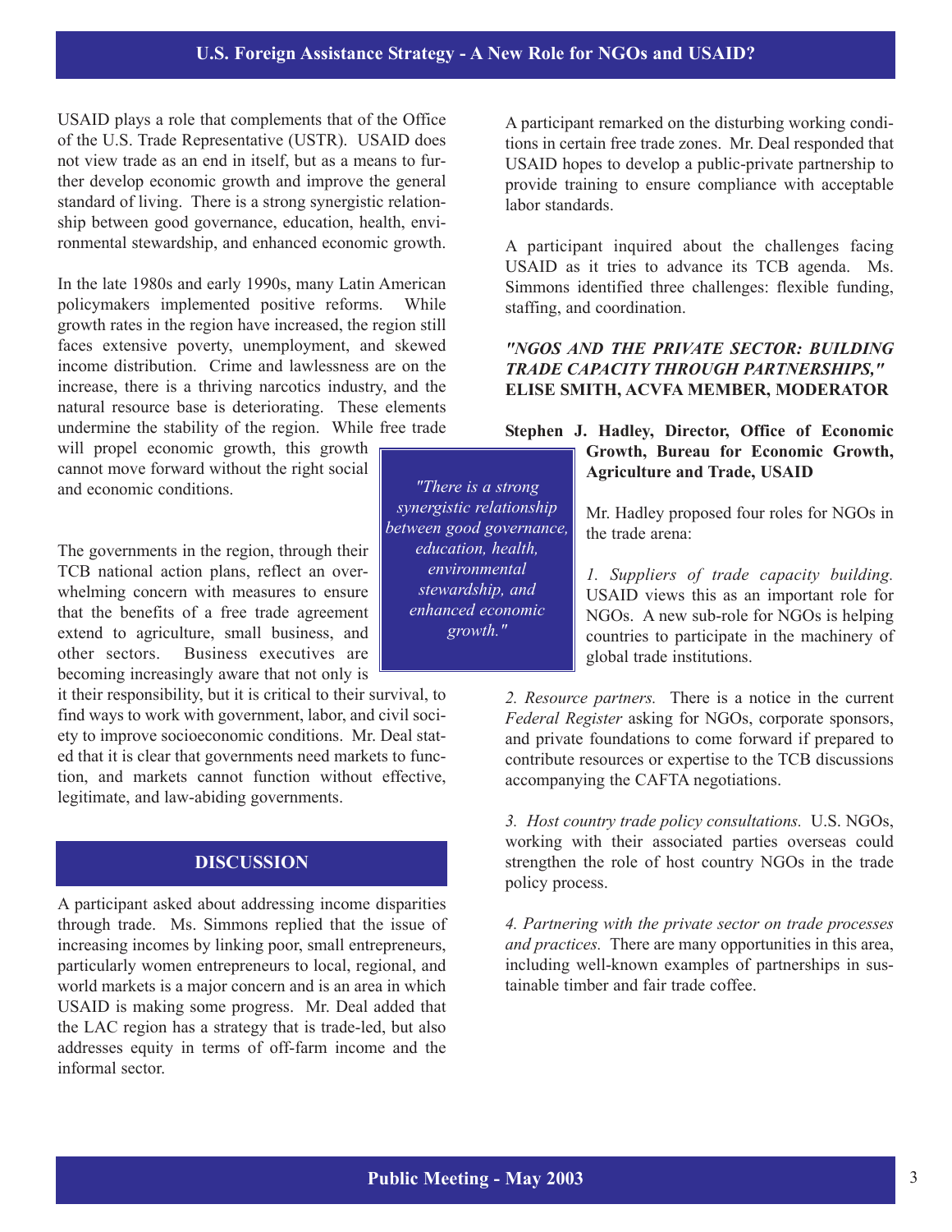USAID plays a role that complements that of the Office of the U.S. Trade Representative (USTR). USAID does not view trade as an end in itself, but as a means to further develop economic growth and improve the general standard of living. There is a strong synergistic relationship between good governance, education, health, environmental stewardship, and enhanced economic growth.

In the late 1980s and early 1990s, many Latin American policymakers implemented positive reforms. While growth rates in the region have increased, the region still faces extensive poverty, unemployment, and skewed income distribution. Crime and lawlessness are on the increase, there is a thriving narcotics industry, and the natural resource base is deteriorating. These elements undermine the stability of the region. While free trade will propel economic growth, this growth cannot move forward without the right social and economic conditions.

*"There is a strong synergistic relationship between good governance, education, health, environmental stewardship, and enhanced economic growth."*

The governments in the region, through their TCB national action plans, reflect an overwhelming concern with measures to ensure that the benefits of a free trade agreement extend to agriculture, small business, and other sectors. Business executives are becoming increasingly aware that not only is it their responsibility, but it is critical to their survival, to find ways to work with government, labor, and civil society to improve socioeconomic conditions. Mr. Deal stated that it is clear that governments need markets to function, and markets cannot function without effective, legitimate, and law-abiding governments.

## DISCUSSION

A participant asked about addressing income disparities through trade. Ms. Simmons replied that the issue of increasing incomes by linking poor, small entrepreneurs, particularly women entrepreneurs to local, regional, and world markets is a major concern and is an area in which USAID is making some progress. Mr. Deal added that the LAC region has a strategy that is trade-led, but also addresses equity in terms of off-farm income and the informal sector.

A participant remarked on the disturbing working conditions in certain free trade zones. Mr. Deal responded that USAID hopes to develop a public-private partnership to provide training to ensure compliance with acceptable labor standards.

A participant inquired about the challenges facing USAID as it tries to advance its TCB agenda. Ms. Simmons identified three challenges: flexible funding, staffing, and coordination.

## *"NGOS AND THE PRIVATE SECTOR: BUILDING TRADE CAPACITY THROUGH PARTNERSHIPS,"* ELISE SMITH, ACVFA MEMBER, MODERATOR

**Stephen J. Hadley, Director, Office of Economic Growth, Bureau for Economic Growth, Agriculture and Trade, USAID**

Mr. Hadley proposed four roles for NGOs in the trade arena:

*1. Suppliers of trade capacity building.* USAID views this as an important role for NGOs. A new sub-role for NGOs is helping countries to participate in the machinery of global trade institutions.

*2. Resource partners.* There is a notice in the current *Federal Register* asking for NGOs, corporate sponsors, and private foundations to come forward if prepared to contribute resources or expertise to the TCB discussions accompanying the CAFTA negotiations.

*3. Host country trade policy consultations.* U.S. NGOs, working with their associated parties overseas could strengthen the role of host country NGOs in the trade policy process.

*4. Partnering with the private sector on trade processes and practices.* There are many opportunities in this area, including well-known examples of partnerships in sustainable timber and fair trade coffee.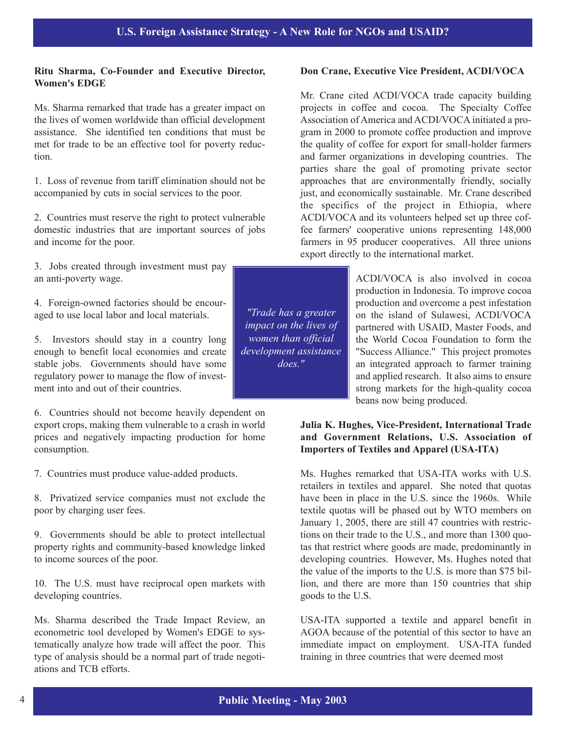**Ritu Sharma, Co-Founder and Executive Director, Women's EDGE**

Ms. Sharma remarked that trade has a greater impact on the lives of women worldwide than official development assistance. She identified ten conditions that must be met for trade to be an effective tool for poverty reduction.

1. Loss of revenue from tariff elimination should not be accompanied by cuts in social services to the poor.

2. Countries must reserve the right to protect vulnerable domestic industries that are important sources of jobs and income for the poor.

3. Jobs created through investment must pay an anti-poverty wage.

4. Foreign-owned factories should be encouraged to use local labor and local materials.

5. Investors should stay in a country long enough to benefit local economies and create stable jobs. Governments should have some regulatory power to manage the flow of investment into and out of their countries.

6. Countries should not become heavily dependent on export crops, making them vulnerable to a crash in world prices and negatively impacting production for home consumption.

7. Countries must produce value-added products.

8. Privatized service companies must not exclude the poor by charging user fees.

9. Governments should be able to protect intellectual property rights and community-based knowledge linked to income sources of the poor.

10. The U.S. must have reciprocal open markets with developing countries.

Ms. Sharma described the Trade Impact Review, an econometric tool developed by Women's EDGE to systematically analyze how trade will affect the poor. This type of analysis should be a normal part of trade negotiations and TCB efforts.

*"Trade has a greater impact on the lives of women than official development assistance does."*

**Don Crane, Executive Vice President, ACDI/VOCA**

Mr. Crane cited ACDI/VOCA trade capacity building projects in coffee and cocoa. The Specialty Coffee Association of America and ACDI/VOCA initiated a program in 2000 to promote coffee production and improve the quality of coffee for export for small-holder farmers and farmer organizations in developing countries. The parties share the goal of promoting private sector approaches that are environmentally friendly, socially just, and economically sustainable. Mr. Crane described the specifics of the project in Ethiopia, where ACDI/VOCA and its volunteers helped set up three coffee farmers' cooperative unions representing 148,000 farmers in 95 producer cooperatives. All three unions export directly to the international market.

ACDI/VOCA is also involved in cocoa production in Indonesia. To improve cocoa production and overcome a pest infestation on the island of Sulawesi, ACDI/VOCA partnered with USAID, Master Foods, and the World Cocoa Foundation to form the "Success Alliance." This project promotes an integrated approach to farmer training and applied research. It also aims to ensure strong markets for the high-quality cocoa beans now being produced.

**Julia K. Hughes, Vice-President, International Trade and Government Relations, U.S. Association of Importers of Textiles and Apparel (USA-ITA)**

Ms. Hughes remarked that USA-ITA works with U.S. retailers in textiles and apparel. She noted that quotas have been in place in the U.S. since the 1960s. While textile quotas will be phased out by WTO members on January 1, 2005, there are still 47 countries with restrictions on their trade to the U.S., and more than 1300 quotas that restrict where goods are made, predominantly in developing countries. However, Ms. Hughes noted that the value of the imports to the U.S. is more than $75 billion, and there are more than 150 countries that ship goods to the U.S.

USA-ITA supported a textile and apparel benefit in AGOA because of the potential of this sector to have an immediate impact on employment. USA-ITA funded training in three countries that were deemed most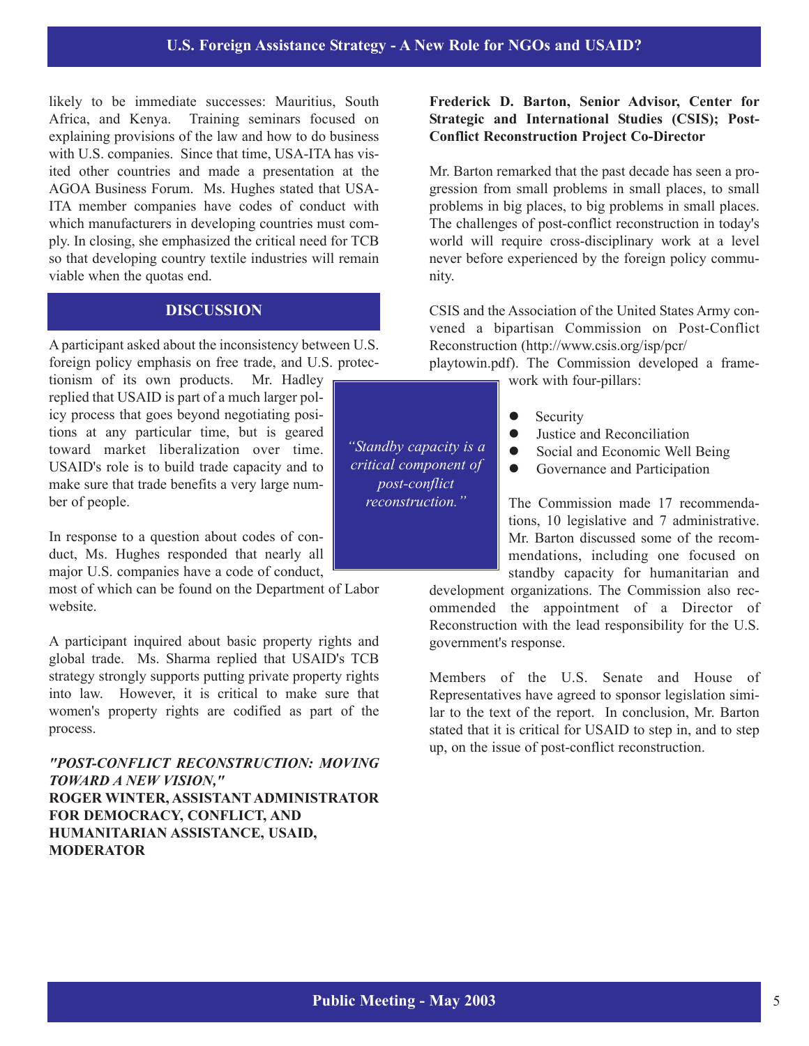likely to be immediate successes: Mauritius, South Africa, and Kenya. Training seminars focused on explaining provisions of the law and how to do business with U.S. companies. Since that time, USA-ITA has visited other countries and made a presentation at the AGOA Business Forum. Ms. Hughes stated that USA-ITA member companies have codes of conduct with which manufacturers in developing countries must comply. In closing, she emphasized the critical need for TCB so that developing country textile industries will remain viable when the quotas end.

## DISCUSSION

A participant asked about the inconsistency between U.S. foreign policy emphasis on free trade, and U.S. protectionism of its own products. Mr. Hadley replied that USAID is part of a much larger policy process that goes beyond negotiating positions at any particular time, but is geared toward market liberalization over time. USAID's role is to build trade capacity and to make sure that trade benefits a very large number of people.

In response to a question about codes of conduct, Ms. Hughes responded that nearly all major U.S. companies have a code of conduct, most of which can be found on the Department of Labor website.

A participant inquired about basic property rights and global trade. Ms. Sharma replied that USAID's TCB strategy strongly supports putting private property rights into law. However, it is critical to make sure that women's property rights are codified as part of the process.

***"POST-CONFLICT RECONSTRUCTION: MOVING TOWARD A NEW VISION,"***
**ROGER WINTER, ASSISTANT ADMINISTRATOR FOR DEMOCRACY, CONFLICT, AND HUMANITARIAN ASSISTANCE, USAID, MODERATOR**

**Frederick D. Barton, Senior Advisor, Center for Strategic and International Studies (CSIS); Post-Conflict Reconstruction Project Co-Director**

Mr. Barton remarked that the past decade has seen a progression from small problems in small places, to small problems in big places, to big problems in small places. The challenges of post-conflict reconstruction in today's world will require cross-disciplinary work at a level never before experienced by the foreign policy community.

CSIS and the Association of the United States Army convened a bipartisan Commission on Post-Conflict Reconstruction (http://www.csis.org/isp/pcr/playtowin.pdf). The Commission developed a framework with four-pillars:

- Security
- Justice and Reconciliation
- Social and Economic Well Being
- Governance and Participation

*"Standby capacity is a critical component of post-conflict reconstruction."*

The Commission made 17 recommendations, 10 legislative and 7 administrative. Mr. Barton discussed some of the recommendations, including one focused on standby capacity for humanitarian and development organizations. The Commission also recommended the appointment of a Director of Reconstruction with the lead responsibility for the U.S. government's response.

Members of the U.S. Senate and House of Representatives have agreed to sponsor legislation similar to the text of the report. In conclusion, Mr. Barton stated that it is critical for USAID to step in, and to step up, on the issue of post-conflict reconstruction.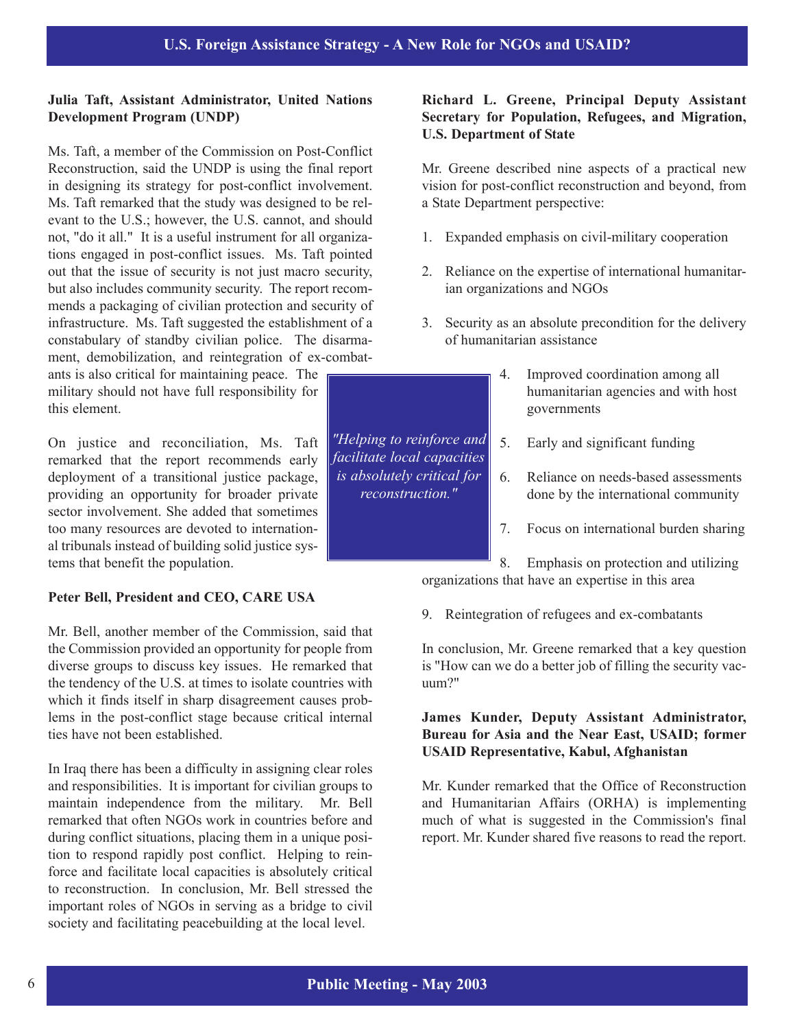**Julia Taft, Assistant Administrator, United Nations Development Program (UNDP)**

Ms. Taft, a member of the Commission on Post-Conflict Reconstruction, said the UNDP is using the final report in designing its strategy for post-conflict involvement. Ms. Taft remarked that the study was designed to be relevant to the U.S.; however, the U.S. cannot, and should not, "do it all." It is a useful instrument for all organizations engaged in post-conflict issues. Ms. Taft pointed out that the issue of security is not just macro security, but also includes community security. The report recommends a packaging of civilian protection and security of infrastructure. Ms. Taft suggested the establishment of a constabulary of standby civilian police. The disarmament, demobilization, and reintegration of ex-combatants is also critical for maintaining peace. The military should not have full responsibility for this element.

On justice and reconciliation, Ms. Taft remarked that the report recommends early deployment of a transitional justice package, providing an opportunity for broader private sector involvement. She added that sometimes too many resources are devoted to international tribunals instead of building solid justice systems that benefit the population.

**Peter Bell, President and CEO, CARE USA**

Mr. Bell, another member of the Commission, said that the Commission provided an opportunity for people from diverse groups to discuss key issues. He remarked that the tendency of the U.S. at times to isolate countries with which it finds itself in sharp disagreement causes problems in the post-conflict stage because critical internal ties have not been established.

In Iraq there has been a difficulty in assigning clear roles and responsibilities. It is important for civilian groups to maintain independence from the military. Mr. Bell remarked that often NGOs work in countries before and during conflict situations, placing them in a unique position to respond rapidly post conflict. Helping to reinforce and facilitate local capacities is absolutely critical to reconstruction. In conclusion, Mr. Bell stressed the important roles of NGOs in serving as a bridge to civil society and facilitating peacebuilding at the local level.

*"Helping to reinforce and facilitate local capacities is absolutely critical for reconstruction."*

**Richard L. Greene, Principal Deputy Assistant Secretary for Population, Refugees, and Migration, U.S. Department of State**

Mr. Greene described nine aspects of a practical new vision for post-conflict reconstruction and beyond, from a State Department perspective:

1. Expanded emphasis on civil-military cooperation
2. Reliance on the expertise of international humanitarian organizations and NGOs
3. Security as an absolute precondition for the delivery of humanitarian assistance
4. Improved coordination among all humanitarian agencies and with host governments
5. Early and significant funding
6. Reliance on needs-based assessments done by the international community
7. Focus on international burden sharing
8. Emphasis on protection and utilizing organizations that have an expertise in this area
9. Reintegration of refugees and ex-combatants

In conclusion, Mr. Greene remarked that a key question is "How can we do a better job of filling the security vacuum?"

**James Kunder, Deputy Assistant Administrator, Bureau for Asia and the Near East, USAID; former USAID Representative, Kabul, Afghanistan**

Mr. Kunder remarked that the Office of Reconstruction and Humanitarian Affairs (ORHA) is implementing much of what is suggested in the Commission's final report. Mr. Kunder shared five reasons to read the report.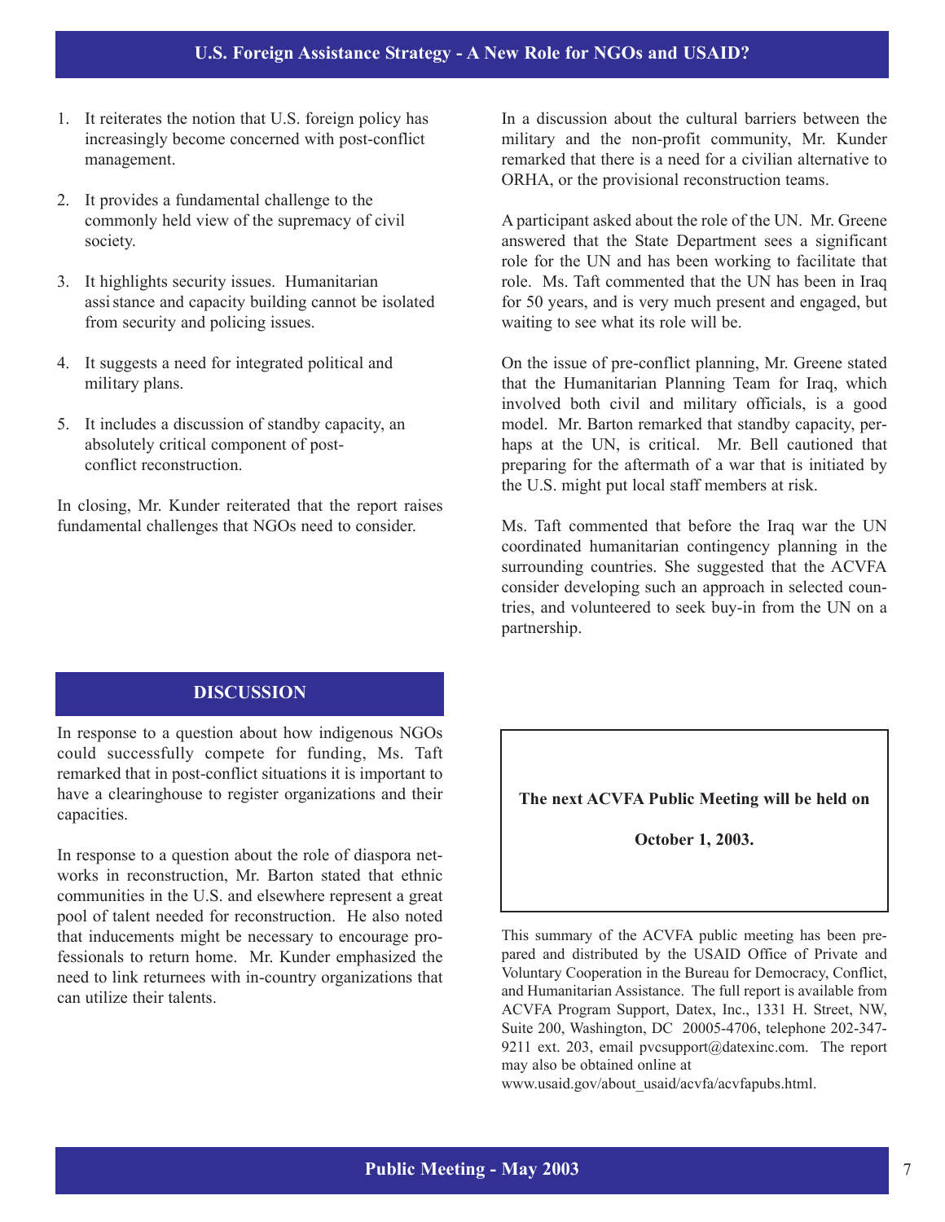1. It reiterates the notion that U.S. foreign policy has increasingly become concerned with post-conflict management.

2. It provides a fundamental challenge to the commonly held view of the supremacy of civil society.

3. It highlights security issues. Humanitarian assistance and capacity building cannot be isolated from security and policing issues.

4. It suggests a need for integrated political and military plans.

5. It includes a discussion of standby capacity, an absolutely critical component of post-conflict reconstruction.

In closing, Mr. Kunder reiterated that the report raises fundamental challenges that NGOs need to consider.

## DISCUSSION

In response to a question about how indigenous NGOs could successfully compete for funding, Ms. Taft remarked that in post-conflict situations it is important to have a clearinghouse to register organizations and their capacities.

In response to a question about the role of diaspora networks in reconstruction, Mr. Barton stated that ethnic communities in the U.S. and elsewhere represent a great pool of talent needed for reconstruction. He also noted that inducements might be necessary to encourage professionals to return home. Mr. Kunder emphasized the need to link returnees with in-country organizations that can utilize their talents.

In a discussion about the cultural barriers between the military and the non-profit community, Mr. Kunder remarked that there is a need for a civilian alternative to ORHA, or the provisional reconstruction teams.

A participant asked about the role of the UN. Mr. Greene answered that the State Department sees a significant role for the UN and has been working to facilitate that role. Ms. Taft commented that the UN has been in Iraq for 50 years, and is very much present and engaged, but waiting to see what its role will be.

On the issue of pre-conflict planning, Mr. Greene stated that the Humanitarian Planning Team for Iraq, which involved both civil and military officials, is a good model. Mr. Barton remarked that standby capacity, perhaps at the UN, is critical. Mr. Bell cautioned that preparing for the aftermath of a war that is initiated by the U.S. might put local staff members at risk.

Ms. Taft commented that before the Iraq war the UN coordinated humanitarian contingency planning in the surrounding countries. She suggested that the ACVFA consider developing such an approach in selected countries, and volunteered to seek buy-in from the UN on a partnership.

**The next ACVFA Public Meeting will be held on**

**October 1, 2003.**

This summary of the ACVFA public meeting has been prepared and distributed by the USAID Office of Private and Voluntary Cooperation in the Bureau for Democracy, Conflict, and Humanitarian Assistance. The full report is available from ACVFA Program Support, Datex, Inc., 1331 H. Street, NW, Suite 200, Washington, DC 20005-4706, telephone 202-347-9211 ext. 203, email pvcsupport@datexinc.com. The report may also be obtained online at www.usaid.gov/about_usaid/acvfa/acvfapubs.html.